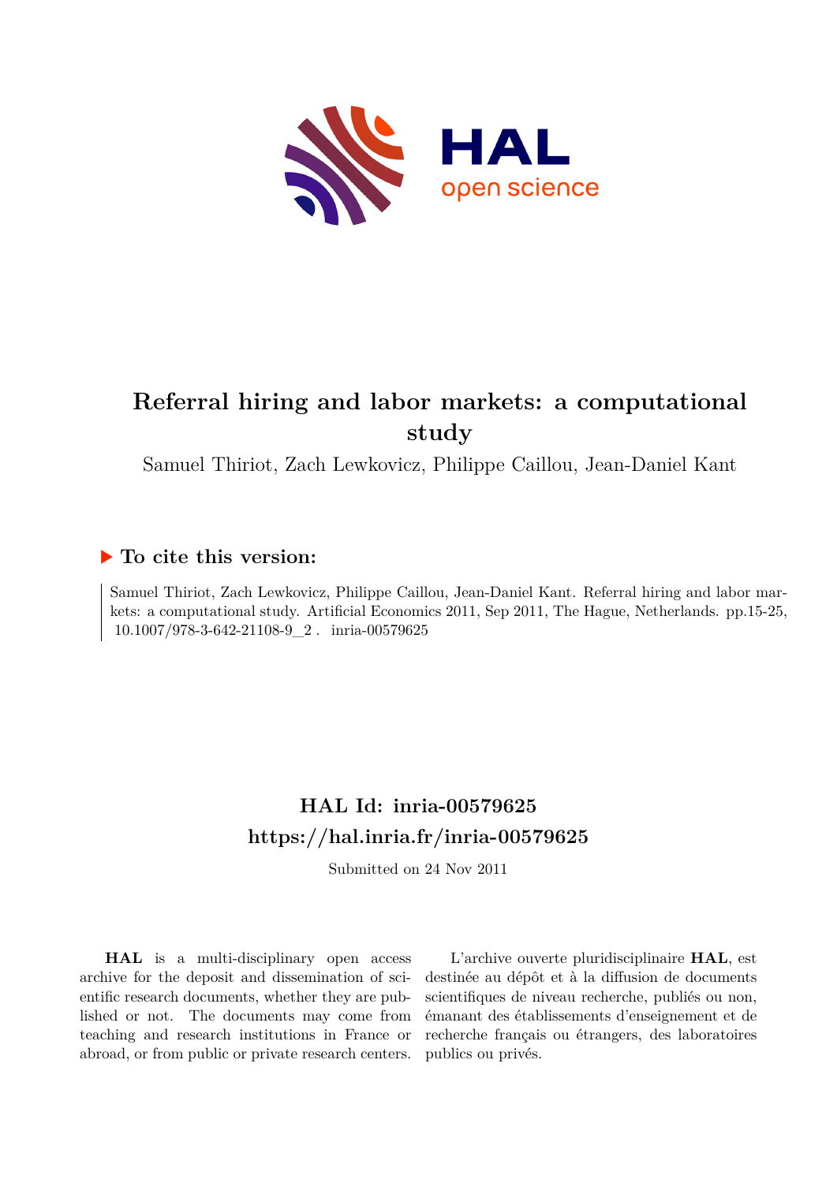# Referral hiring and labor markets: a computational study

Samuel Thiriot, Zach Lewkovicz, Philippe Caillou, Jean-Daniel Kant

## ▶ To cite this version:

Samuel Thiriot, Zach Lewkovicz, Philippe Caillou, Jean-Daniel Kant. Referral hiring and labor markets: a computational study. Artificial Economics 2011, Sep 2011, The Hague, Netherlands. pp.15-25, 10.1007/978-3-642-21108-9_2 . inria-00579625

## HAL Id: inria-00579625
## https://hal.inria.fr/inria-00579625

Submitted on 24 Nov 2011

**HAL** is a multi-disciplinary open access archive for the deposit and dissemination of scientific research documents, whether they are published or not. The documents may come from teaching and research institutions in France or abroad, or from public or private research centers.

L'archive ouverte pluridisciplinaire **HAL**, est destinée au dépôt et à la diffusion de documents scientifiques de niveau recherche, publiés ou non, émanant des établissements d'enseignement et de recherche français ou étrangers, des laboratoires publics ou privés.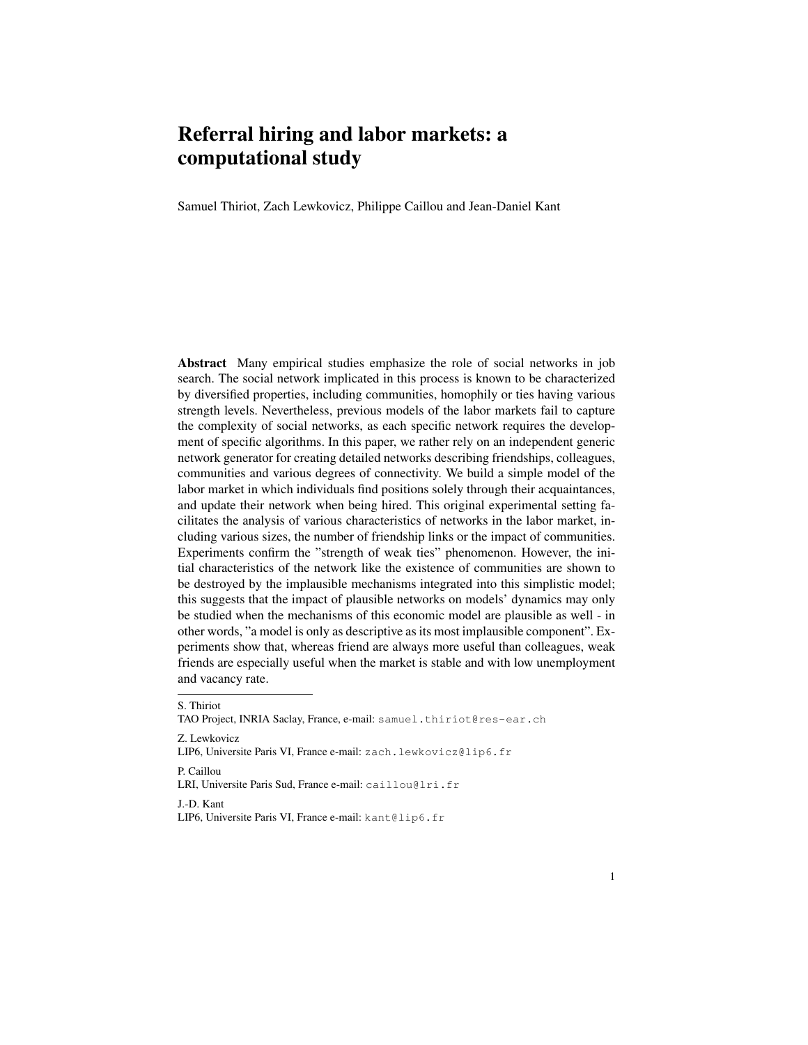# Referral hiring and labor markets: a computational study

Samuel Thiriot, Zach Lewkovicz, Philippe Caillou and Jean-Daniel Kant

**Abstract** Many empirical studies emphasize the role of social networks in job search. The social network implicated in this process is known to be characterized by diversified properties, including communities, homophily or ties having various strength levels. Nevertheless, previous models of the labor markets fail to capture the complexity of social networks, as each specific network requires the development of specific algorithms. In this paper, we rather rely on an independent generic network generator for creating detailed networks describing friendships, colleagues, communities and various degrees of connectivity. We build a simple model of the labor market in which individuals find positions solely through their acquaintances, and update their network when being hired. This original experimental setting facilitates the analysis of various characteristics of networks in the labor market, including various sizes, the number of friendship links or the impact of communities. Experiments confirm the "strength of weak ties" phenomenon. However, the initial characteristics of the network like the existence of communities are shown to be destroyed by the implausible mechanisms integrated into this simplistic model; this suggests that the impact of plausible networks on models' dynamics may only be studied when the mechanisms of this economic model are plausible as well - in other words, "a model is only as descriptive as its most implausible component". Experiments show that, whereas friend are always more useful than colleagues, weak friends are especially useful when the market is stable and with low unemployment and vacancy rate.

---

S. Thiriot
TAO Project, INRIA Saclay, France, e-mail: samuel.thiriot@res-ear.ch

Z. Lewkovicz
LIP6, Universite Paris VI, France e-mail: zach.lewkovicz@lip6.fr

P. Caillou
LRI, Universite Paris Sud, France e-mail: caillou@lri.fr

J.-D. Kant
LIP6, Universite Paris VI, France e-mail: kant@lip6.fr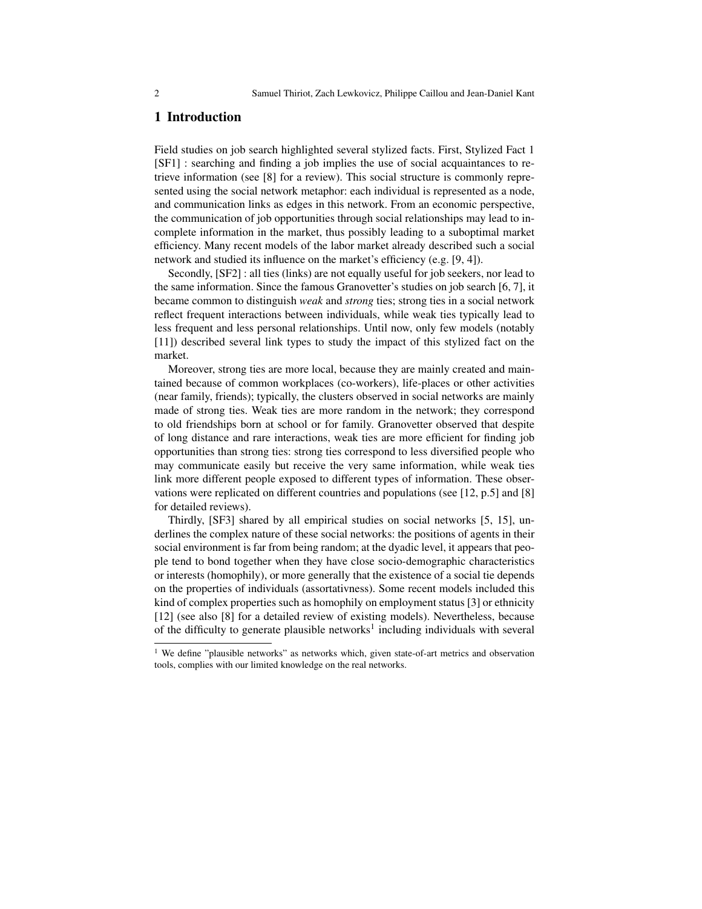# 1 Introduction

Field studies on job search highlighted several stylized facts. First, Stylized Fact 1 [SF1] : searching and finding a job implies the use of social acquaintances to retrieve information (see [8] for a review). This social structure is commonly represented using the social network metaphor: each individual is represented as a node, and communication links as edges in this network. From an economic perspective, the communication of job opportunities through social relationships may lead to incomplete information in the market, thus possibly leading to a suboptimal market efficiency. Many recent models of the labor market already described such a social network and studied its influence on the market's efficiency (e.g. [9, 4]).

Secondly, [SF2] : all ties (links) are not equally useful for job seekers, nor lead to the same information. Since the famous Granovetter's studies on job search [6, 7], it became common to distinguish *weak* and *strong* ties; strong ties in a social network reflect frequent interactions between individuals, while weak ties typically lead to less frequent and less personal relationships. Until now, only few models (notably [11]) described several link types to study the impact of this stylized fact on the market.

Moreover, strong ties are more local, because they are mainly created and maintained because of common workplaces (co-workers), life-places or other activities (near family, friends); typically, the clusters observed in social networks are mainly made of strong ties. Weak ties are more random in the network; they correspond to old friendships born at school or for family. Granovetter observed that despite of long distance and rare interactions, weak ties are more efficient for finding job opportunities than strong ties: strong ties correspond to less diversified people who may communicate easily but receive the very same information, while weak ties link more different people exposed to different types of information. These observations were replicated on different countries and populations (see [12, p.5] and [8] for detailed reviews).

Thirdly, [SF3] shared by all empirical studies on social networks [5, 15], underlines the complex nature of these social networks: the positions of agents in their social environment is far from being random; at the dyadic level, it appears that people tend to bond together when they have close socio-demographic characteristics or interests (homophily), or more generally that the existence of a social tie depends on the properties of individuals (assortativness). Some recent models included this kind of complex properties such as homophily on employment status [3] or ethnicity [12] (see also [8] for a detailed review of existing models). Nevertheless, because of the difficulty to generate plausible networks[1] including individuals with several

[1] We define "plausible networks" as networks which, given state-of-art metrics and observation tools, complies with our limited knowledge on the real networks.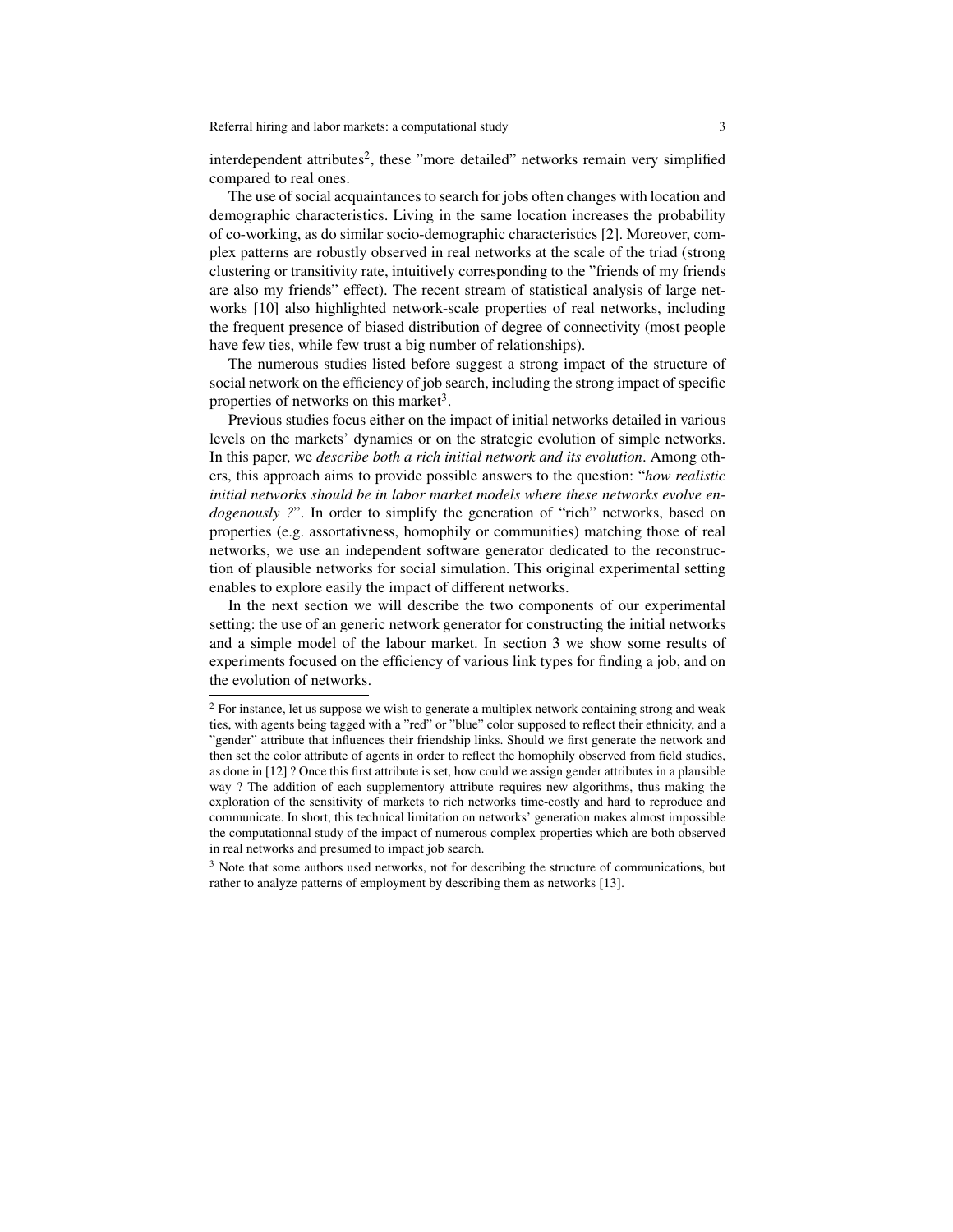interdependent attributes[2], these "more detailed" networks remain very simplified compared to real ones.

The use of social acquaintances to search for jobs often changes with location and demographic characteristics. Living in the same location increases the probability of co-working, as do similar socio-demographic characteristics [2]. Moreover, complex patterns are robustly observed in real networks at the scale of the triad (strong clustering or transitivity rate, intuitively corresponding to the "friends of my friends are also my friends" effect). The recent stream of statistical analysis of large networks [10] also highlighted network-scale properties of real networks, including the frequent presence of biased distribution of degree of connectivity (most people have few ties, while few trust a big number of relationships).

The numerous studies listed before suggest a strong impact of the structure of social network on the efficiency of job search, including the strong impact of specific properties of networks on this market[3].

Previous studies focus either on the impact of initial networks detailed in various levels on the markets' dynamics or on the strategic evolution of simple networks. In this paper, we *describe both a rich initial network and its evolution*. Among others, this approach aims to provide possible answers to the question: "*how realistic initial networks should be in labor market models where these networks evolve endogenously ?*". In order to simplify the generation of "rich" networks, based on properties (e.g. assortativness, homophily or communities) matching those of real networks, we use an independent software generator dedicated to the reconstruction of plausible networks for social simulation. This original experimental setting enables to explore easily the impact of different networks.

In the next section we will describe the two components of our experimental setting: the use of an generic network generator for constructing the initial networks and a simple model of the labour market. In section 3 we show some results of experiments focused on the efficiency of various link types for finding a job, and on the evolution of networks.

---

[2] For instance, let us suppose we wish to generate a multiplex network containing strong and weak ties, with agents being tagged with a "red" or "blue" color supposed to reflect their ethnicity, and a "gender" attribute that influences their friendship links. Should we first generate the network and then set the color attribute of agents in order to reflect the homophily observed from field studies, as done in [12] ? Once this first attribute is set, how could we assign gender attributes in a plausible way ? The addition of each supplementory attribute requires new algorithms, thus making the exploration of the sensitivity of markets to rich networks time-costly and hard to reproduce and communicate. In short, this technical limitation on networks' generation makes almost impossible the computationnal study of the impact of numerous complex properties which are both observed in real networks and presumed to impact job search.

[3] Note that some authors used networks, not for describing the structure of communications, but rather to analyze patterns of employment by describing them as networks [13].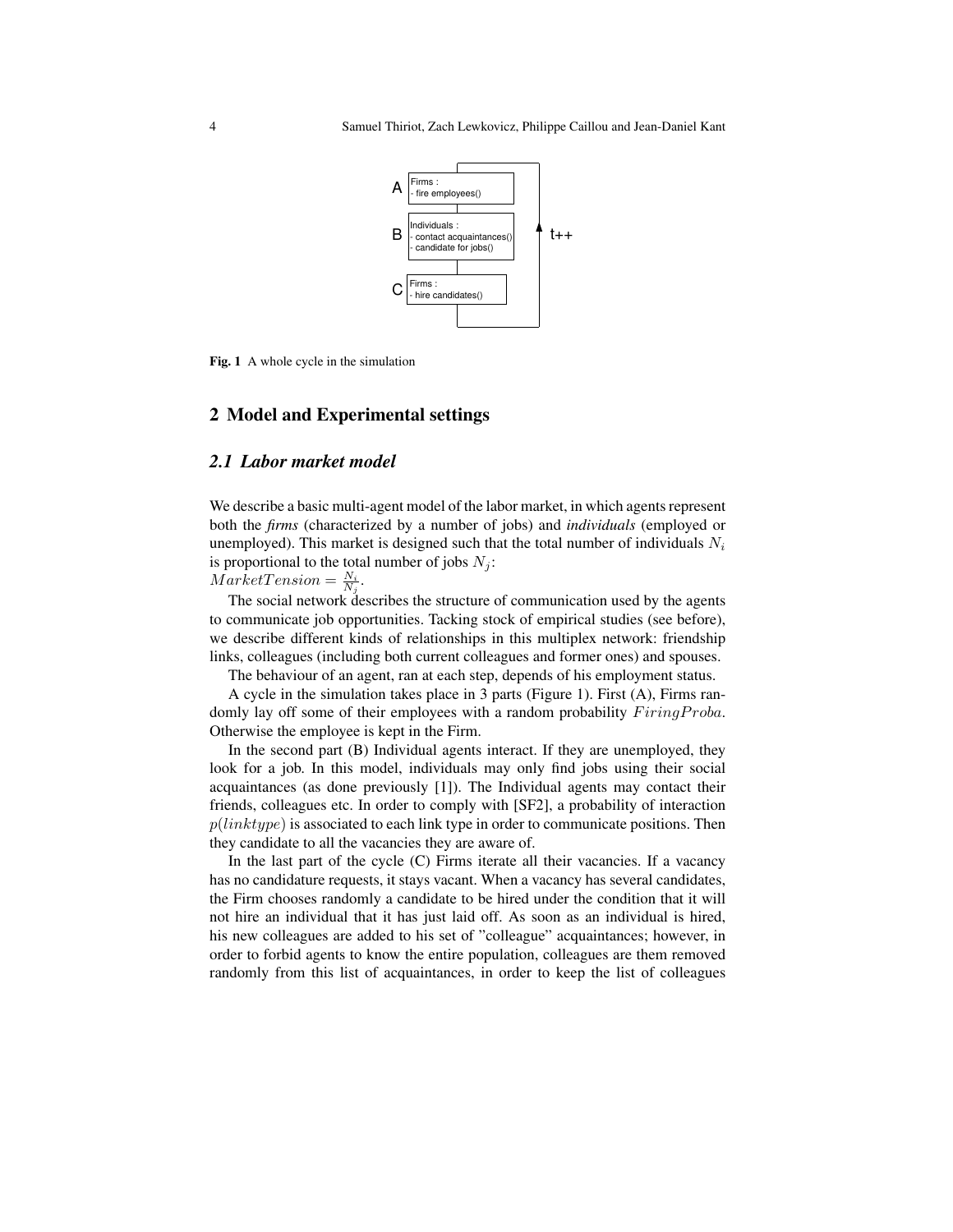Fig. 1 A whole cycle in the simulation

## 2 Model and Experimental settings

### 2.1 Labor market model

We describe a basic multi-agent model of the labor market, in which agents represent both the *firms* (characterized by a number of jobs) and *individuals* (employed or unemployed). This market is designed such that the total number of individuals $N_i$ is proportional to the total number of jobs $N_j$:
$MarketTension = \frac{N_i}{N_j}$.

The social network describes the structure of communication used by the agents to communicate job opportunities. Tacking stock of empirical studies (see before), we describe different kinds of relationships in this multiplex network: friendship links, colleagues (including both current colleagues and former ones) and spouses.

The behaviour of an agent, ran at each step, depends of his employment status.

A cycle in the simulation takes place in 3 parts (Figure 1). First (A), Firms randomly lay off some of their employees with a random probability $FiringProba$. Otherwise the employee is kept in the Firm.

In the second part (B) Individual agents interact. If they are unemployed, they look for a job. In this model, individuals may only find jobs using their social acquaintances (as done previously [1]). The Individual agents may contact their friends, colleagues etc. In order to comply with [SF2], a probability of interaction $p(linktype)$ is associated to each link type in order to communicate positions. Then they candidate to all the vacancies they are aware of.

In the last part of the cycle (C) Firms iterate all their vacancies. If a vacancy has no candidature requests, it stays vacant. When a vacancy has several candidates, the Firm chooses randomly a candidate to be hired under the condition that it will not hire an individual that it has just laid off. As soon as an individual is hired, his new colleagues are added to his set of "colleague" acquaintances; however, in order to forbid agents to know the entire population, colleagues are them removed randomly from this list of acquaintances, in order to keep the list of colleagues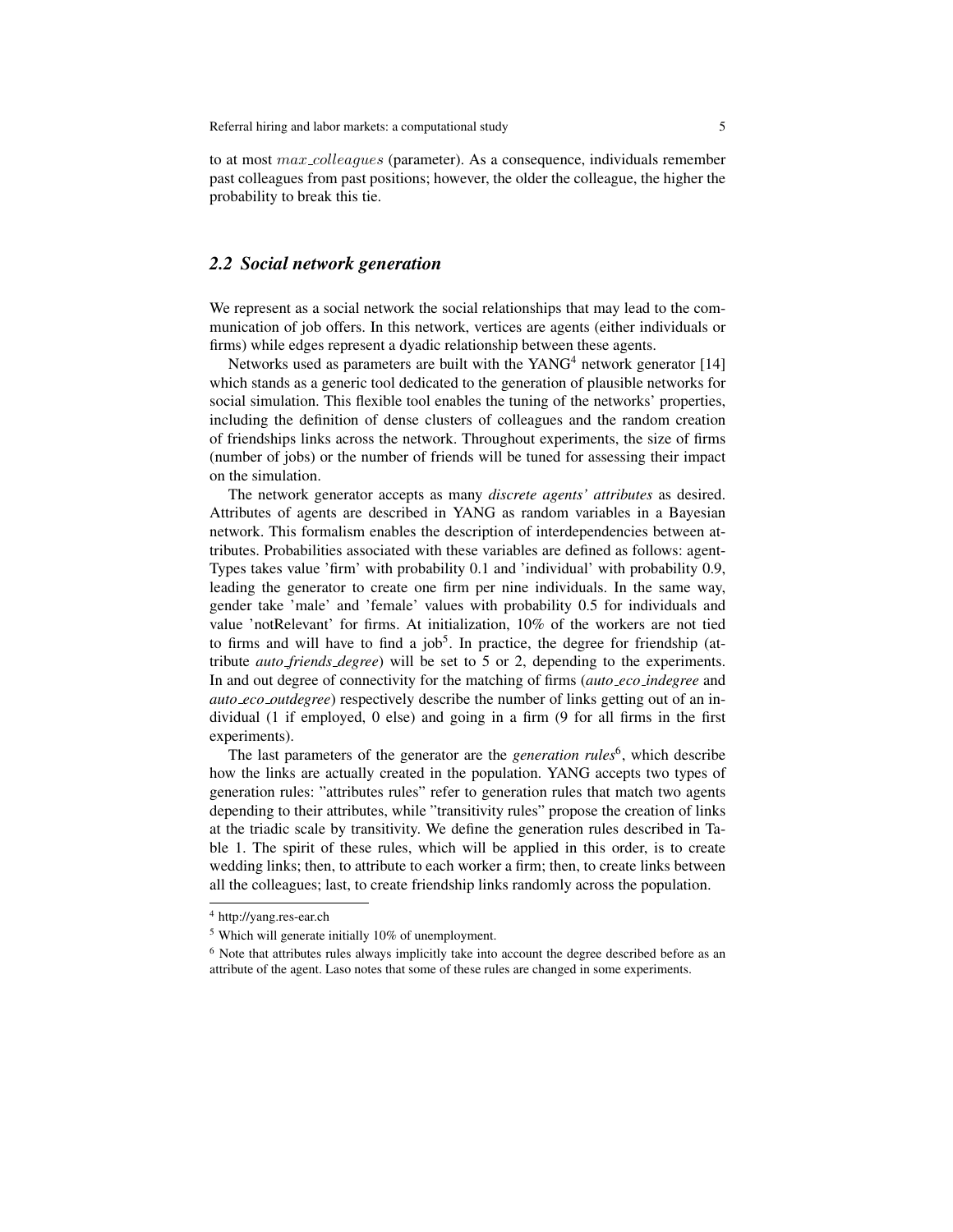to at most $max\_colleagues$ (parameter). As a consequence, individuals remember past colleagues from past positions; however, the older the colleague, the higher the probability to break this tie.

## 2.2 Social network generation

We represent as a social network the social relationships that may lead to the communication of job offers. In this network, vertices are agents (either individuals or firms) while edges represent a dyadic relationship between these agents.

Networks used as parameters are built with the YANG[4] network generator [14] which stands as a generic tool dedicated to the generation of plausible networks for social simulation. This flexible tool enables the tuning of the networks' properties, including the definition of dense clusters of colleagues and the random creation of friendships links across the network. Throughout experiments, the size of firms (number of jobs) or the number of friends will be tuned for assessing their impact on the simulation.

The network generator accepts as many *discrete agents' attributes* as desired. Attributes of agents are described in YANG as random variables in a Bayesian network. This formalism enables the description of interdependencies between attributes. Probabilities associated with these variables are defined as follows: agentTypes takes value 'firm' with probability 0.1 and 'individual' with probability 0.9, leading the generator to create one firm per nine individuals. In the same way, gender take 'male' and 'female' values with probability 0.5 for individuals and value 'notRelevant' for firms. At initialization, 10% of the workers are not tied to firms and will have to find a job[5]. In practice, the degree for friendship (attribute *auto_friends_degree*) will be set to 5 or 2, depending to the experiments. In and out degree of connectivity for the matching of firms (*auto_eco_indegree* and *auto_eco_outdegree*) respectively describe the number of links getting out of an individual (1 if employed, 0 else) and going in a firm (9 for all firms in the first experiments).

The last parameters of the generator are the *generation rules*[6], which describe how the links are actually created in the population. YANG accepts two types of generation rules: "attributes rules" refer to generation rules that match two agents depending to their attributes, while "transitivity rules" propose the creation of links at the triadic scale by transitivity. We define the generation rules described in Table 1. The spirit of these rules, which will be applied in this order, is to create wedding links; then, to attribute to each worker a firm; then, to create links between all the colleagues; last, to create friendship links randomly across the population.

---

[4] http://yang.res-ear.ch

[5] Which will generate initially 10% of unemployment.

[6] Note that attributes rules always implicitly take into account the degree described before as an attribute of the agent. Laso notes that some of these rules are changed in some experiments.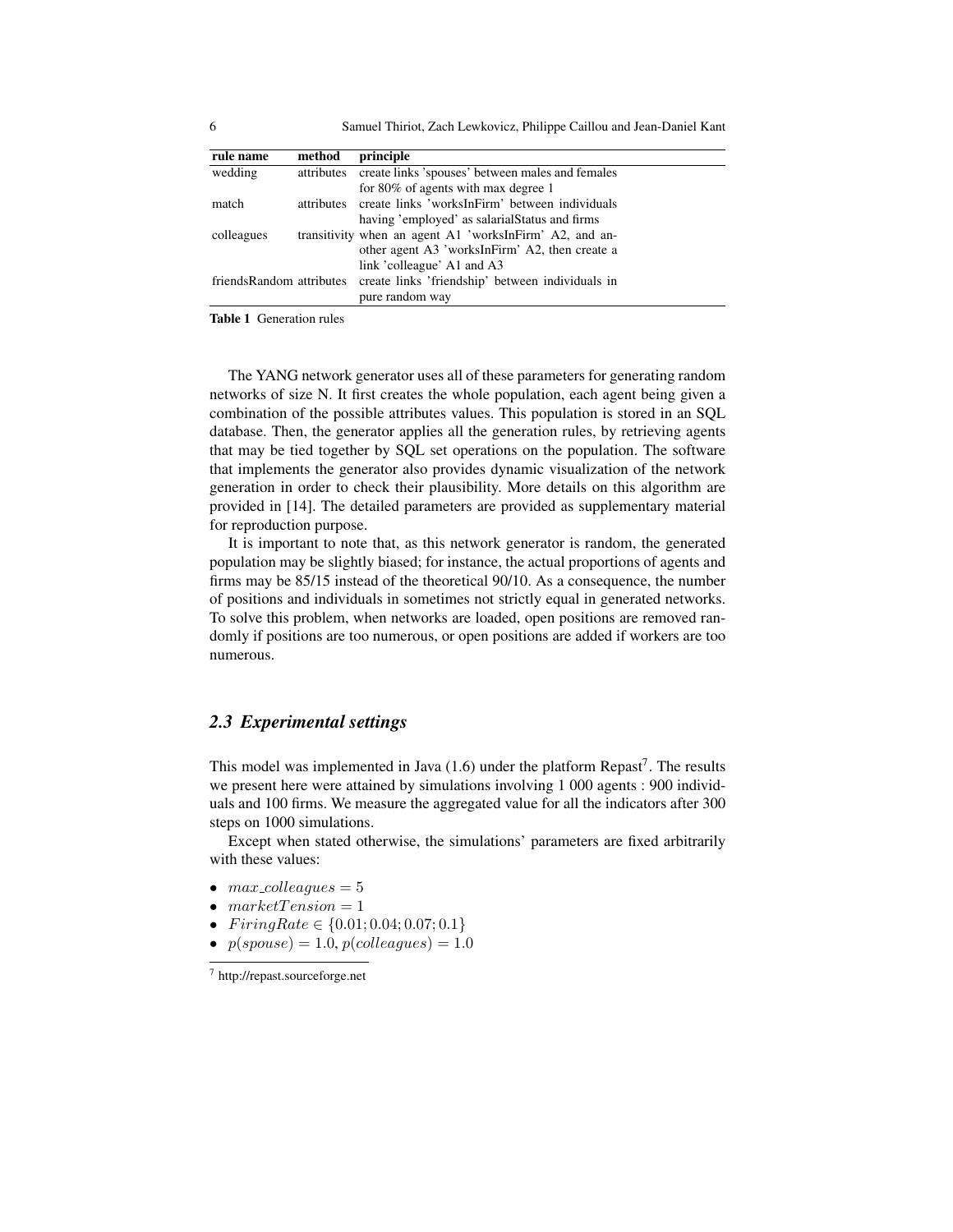| rule name | method | principle |
|---|---|---|
| wedding | attributes | create links 'spouses' between males and females for 80% of agents with max degree 1 |
| match | attributes | create links 'worksInFirm' between individuals having 'employed' as salarialStatus and firms |
| colleagues | transitivity | when an agent A1 'worksInFirm' A2, and another agent A3 'worksInFirm' A2, then create a link 'colleague' A1 and A3 |
| friendsRandom | attributes | create links 'friendship' between individuals in pure random way |

**Table 1** Generation rules

The YANG network generator uses all of these parameters for generating random networks of size N. It first creates the whole population, each agent being given a combination of the possible attributes values. This population is stored in an SQL database. Then, the generator applies all the generation rules, by retrieving agents that may be tied together by SQL set operations on the population. The software that implements the generator also provides dynamic visualization of the network generation in order to check their plausibility. More details on this algorithm are provided in [14]. The detailed parameters are provided as supplementary material for reproduction purpose.

It is important to note that, as this network generator is random, the generated population may be slightly biased; for instance, the actual proportions of agents and firms may be 85/15 instead of the theoretical 90/10. As a consequence, the number of positions and individuals in sometimes not strictly equal in generated networks. To solve this problem, when networks are loaded, open positions are removed randomly if positions are too numerous, or open positions are added if workers are too numerous.

### 2.3 Experimental settings

This model was implemented in Java (1.6) under the platform Repast[7]. The results we present here were attained by simulations involving 1 000 agents : 900 individuals and 100 firms. We measure the aggregated value for all the indicators after 300 steps on 1000 simulations.

Except when stated otherwise, the simulations' parameters are fixed arbitrarily with these values:

- $max\_colleagues = 5$
- $marketTension = 1$
- $FiringRate \in \{0.01; 0.04; 0.07; 0.1\}$
- $p(spouse) = 1.0, p(colleagues) = 1.0$

[7] http://repast.sourceforge.net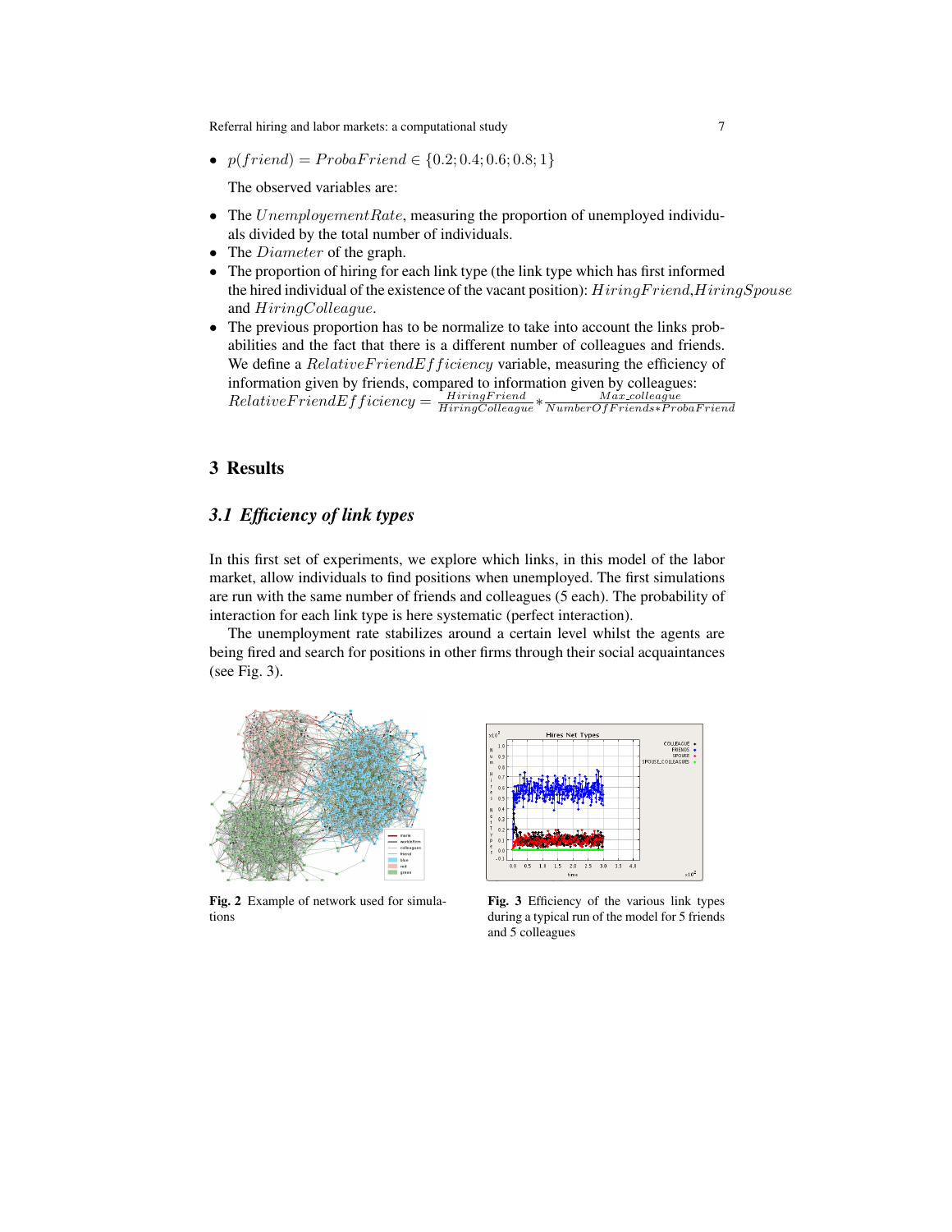- $p(friend) = ProbaFriend \in \{0.2; 0.4; 0.6; 0.8; 1\}$

  The observed variables are:

- The $UnemployementRate$, measuring the proportion of unemployed individuals divided by the total number of individuals.
- The $Diameter$ of the graph.
- The proportion of hiring for each link type (the link type which has first informed the hired individual of the existence of the vacant position): $HiringFriend$,$HiringSpouse$ and $HiringColleague$.
- The previous proportion has to be normalize to take into account the links probabilities and the fact that there is a different number of colleagues and friends. We define a $RelativeFriendEfficiency$ variable, measuring the efficiency of information given by friends, compared to information given by colleagues: $RelativeFriendEfficiency = \frac{HiringFriend}{HiringColleague} * \frac{Max\_colleague}{NumberOfFriends*ProbaFriend}$

## 3 Results

### 3.1 *Efficiency of link types*

In this first set of experiments, we explore which links, in this model of the labor market, allow individuals to find positions when unemployed. The first simulations are run with the same number of friends and colleagues (5 each). The probability of interaction for each link type is here systematic (perfect interaction).

The unemployment rate stabilizes around a certain level whilst the agents are being fired and search for positions in other firms through their social acquaintances (see Fig. 3).

**Fig. 2** Example of network used for simulations

**Fig. 3** Efficiency of the various link types during a typical run of the model for 5 friends and 5 colleagues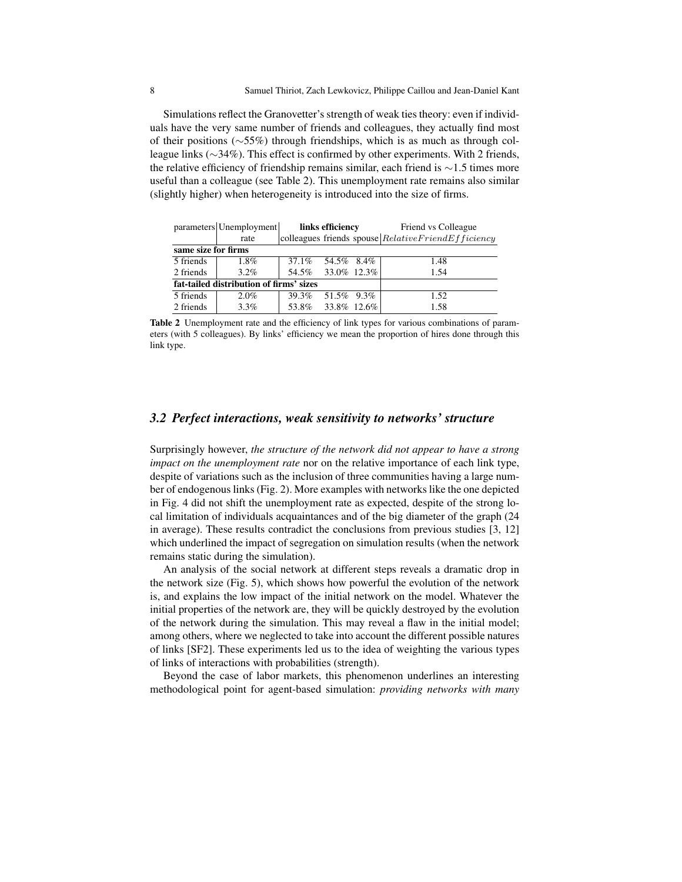Simulations reflect the Granovetter's strength of weak ties theory: even if individuals have the very same number of friends and colleagues, they actually find most of their positions (∼55%) through friendships, which is as much as through colleague links (∼34%). This effect is confirmed by other experiments. With 2 friends, the relative efficiency of friendship remains similar, each friend is ∼1.5 times more useful than a colleague (see Table 2). This unemployment rate remains also similar (slightly higher) when heterogeneity is introduced into the size of firms.

| parameters | Unemployment rate | **links efficiency** | | | Friend vs Colleague |
|---|---|---|---|---|---|
| | | colleagues | friends | spouse | $RelativeFriendEfficiency$ |
| **same size for firms** | | | | | |
| 5 friends | 1.8% | 37.1% | 54.5% | 8.4% | 1.48 |
| 2 friends | 3.2% | 54.5% | 33.0% | 12.3% | 1.54 |
| **fat-tailed distribution of firms' sizes** | | | | | |
| 5 friends | 2.0% | 39.3% | 51.5% | 9.3% | 1.52 |
| 2 friends | 3.3% | 53.8% | 33.8% | 12.6% | 1.58 |

**Table 2** Unemployment rate and the efficiency of link types for various combinations of parameters (with 5 colleagues). By links' efficiency we mean the proportion of hires done through this link type.

### *3.2 Perfect interactions, weak sensitivity to networks' structure*

Surprisingly however, *the structure of the network did not appear to have a strong impact on the unemployment rate* nor on the relative importance of each link type, despite of variations such as the inclusion of three communities having a large number of endogenous links (Fig. 2). More examples with networks like the one depicted in Fig. 4 did not shift the unemployment rate as expected, despite of the strong local limitation of individuals acquaintances and of the big diameter of the graph (24 in average). These results contradict the conclusions from previous studies [3, 12] which underlined the impact of segregation on simulation results (when the network remains static during the simulation).

An analysis of the social network at different steps reveals a dramatic drop in the network size (Fig. 5), which shows how powerful the evolution of the network is, and explains the low impact of the initial network on the model. Whatever the initial properties of the network are, they will be quickly destroyed by the evolution of the network during the simulation. This may reveal a flaw in the initial model; among others, where we neglected to take into account the different possible natures of links [SF2]. These experiments led us to the idea of weighting the various types of links of interactions with probabilities (strength).

Beyond the case of labor markets, this phenomenon underlines an interesting methodological point for agent-based simulation: *providing networks with many*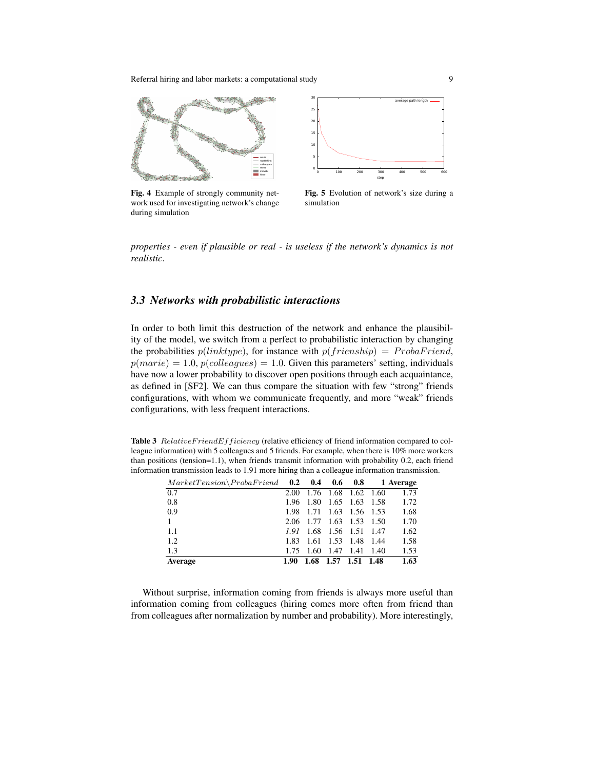Fig. 4 Example of strongly community network used for investigating network's change during simulation

Fig. 5 Evolution of network's size during a simulation

*properties - even if plausible or real - is useless if the network's dynamics is not realistic*.

### 3.3 Networks with probabilistic interactions

In order to both limit this destruction of the network and enhance the plausibility of the model, we switch from a perfect to probabilistic interaction by changing the probabilities $p(linktype)$, for instance with $p(frienship) = ProbaFriend$, $p(marie) = 1.0$, $p(colleagues) = 1.0$. Given this parameters' setting, individuals have now a lower probability to discover open positions through each acquaintance, as defined in [SF2]. We can thus compare the situation with few "strong" friends configurations, with whom we communicate frequently, and more "weak" friends configurations, with less frequent interactions.

**Table 3** $RelativeFriendEfficiency$ (relative efficiency of friend information compared to colleague information) with 5 colleagues and 5 friends. For example, when there is 10% more workers than positions (tension=1.1), when friends transmit information with probability 0.2, each friend information transmission leads to 1.91 more hiring than a colleague information transmission.

| $MarketTension \backslash ProbaFriend$ | **0.2** | **0.4** | **0.6** | **0.8** | **1** | **Average** |
|---|---|---|---|---|---|---|
| 0.7 | 2.00 | 1.76 | 1.68 | 1.62 | 1.60 | 1.73 |
| 0.8 | 1.96 | 1.80 | 1.65 | 1.63 | 1.58 | 1.72 |
| 0.9 | 1.98 | 1.71 | 1.63 | 1.56 | 1.53 | 1.68 |
| 1 | 2.06 | 1.77 | 1.63 | 1.53 | 1.50 | 1.70 |
| 1.1 | *1.91* | 1.68 | 1.56 | 1.51 | 1.47 | 1.62 |
| 1.2 | 1.83 | 1.61 | 1.53 | 1.48 | 1.44 | 1.58 |
| 1.3 | 1.75 | 1.60 | 1.47 | 1.41 | 1.40 | 1.53 |
| **Average** | **1.90** | **1.68** | **1.57** | **1.51** | **1.48** | **1.63** |

Without surprise, information coming from friends is always more useful than information coming from colleagues (hiring comes more often from friend than from colleagues after normalization by number and probability). More interestingly,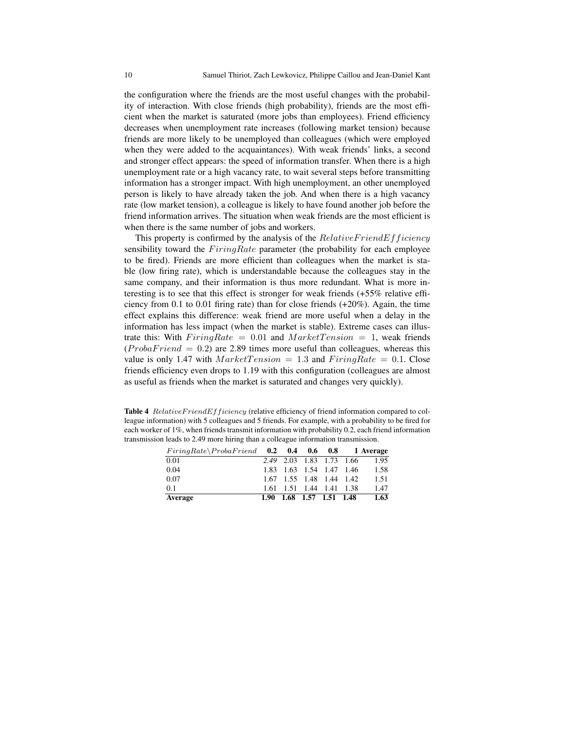the configuration where the friends are the most useful changes with the probability of interaction. With close friends (high probability), friends are the most efficient when the market is saturated (more jobs than employees). Friend efficiency decreases when unemployment rate increases (following market tension) because friends are more likely to be unemployed than colleagues (which were employed when they were added to the acquaintances). With weak friends' links, a second and stronger effect appears: the speed of information transfer. When there is a high unemployment rate or a high vacancy rate, to wait several steps before transmitting information has a stronger impact. With high unemployment, an other unemployed person is likely to have already taken the job. And when there is a high vacancy rate (low market tension), a colleague is likely to have found another job before the friend information arrives. The situation when weak friends are the most efficient is when there is the same number of jobs and workers.

This property is confirmed by the analysis of the $RelativeFriendEfficiency$ sensibility toward the $FiringRate$ parameter (the probability for each employee to be fired). Friends are more efficient than colleagues when the market is stable (low firing rate), which is understandable because the colleagues stay in the same company, and their information is thus more redundant. What is more interesting is to see that this effect is stronger for weak friends (+55% relative efficiency from 0.1 to 0.01 firing rate) than for close friends (+20%). Again, the time effect explains this difference: weak friend are more useful when a delay in the information has less impact (when the market is stable). Extreme cases can illustrate this: With $FiringRate = 0.01$ and $MarketTension = 1$, weak friends ($ProbaFriend = 0.2$) are 2.89 times more useful than colleagues, whereas this value is only 1.47 with $MarketTension = 1.3$ and $FiringRate = 0.1$. Close friends efficiency even drops to 1.19 with this configuration (colleagues are almost as useful as friends when the market is saturated and changes very quickly).

**Table 4** $RelativeFriendEfficiency$ (relative efficiency of friend information compared to colleague information) with 5 colleagues and 5 friends. For example, with a probability to be fired for each worker of 1%, when friends transmit information with probability 0.2, each friend information transmission leads to 2.49 more hiring than a colleague information transmission.

| $FiringRate \backslash ProbaFriend$ | **0.2** | **0.4** | **0.6** | **0.8** | **1** | **Average** |
|---|---|---|---|---|---|---|
| 0.01 | *2.49* | 2.03 | 1.83 | 1.73 | 1.66 | 1.95 |
| 0.04 | 1.83 | 1.63 | 1.54 | 1.47 | 1.46 | 1.58 |
| 0.07 | 1.67 | 1.55 | 1.48 | 1.44 | 1.42 | 1.51 |
| 0.1 | 1.61 | 1.51 | 1.44 | 1.41 | 1.38 | 1.47 |
| **Average** | **1.90** | **1.68** | **1.57** | **1.51** | **1.48** | **1.63** |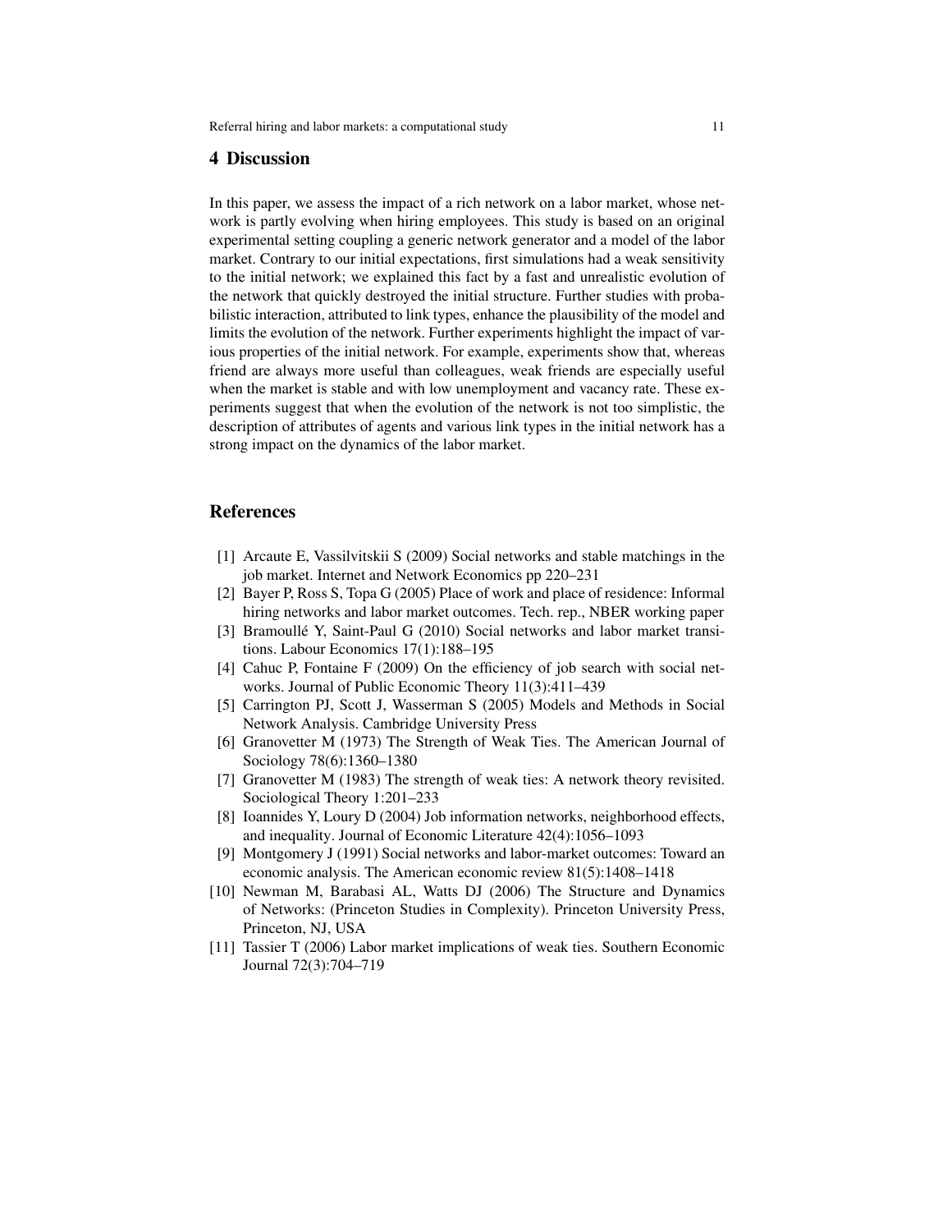## 4 Discussion

In this paper, we assess the impact of a rich network on a labor market, whose network is partly evolving when hiring employees. This study is based on an original experimental setting coupling a generic network generator and a model of the labor market. Contrary to our initial expectations, first simulations had a weak sensitivity to the initial network; we explained this fact by a fast and unrealistic evolution of the network that quickly destroyed the initial structure. Further studies with probabilistic interaction, attributed to link types, enhance the plausibility of the model and limits the evolution of the network. Further experiments highlight the impact of various properties of the initial network. For example, experiments show that, whereas friend are always more useful than colleagues, weak friends are especially useful when the market is stable and with low unemployment and vacancy rate. These experiments suggest that when the evolution of the network is not too simplistic, the description of attributes of agents and various link types in the initial network has a strong impact on the dynamics of the labor market.

## References

[1] Arcaute E, Vassilvitskii S (2009) Social networks and stable matchings in the job market. Internet and Network Economics pp 220–231

[2] Bayer P, Ross S, Topa G (2005) Place of work and place of residence: Informal hiring networks and labor market outcomes. Tech. rep., NBER working paper

[3] Bramoullé Y, Saint-Paul G (2010) Social networks and labor market transitions. Labour Economics 17(1):188–195

[4] Cahuc P, Fontaine F (2009) On the efficiency of job search with social networks. Journal of Public Economic Theory 11(3):411–439

[5] Carrington PJ, Scott J, Wasserman S (2005) Models and Methods in Social Network Analysis. Cambridge University Press

[6] Granovetter M (1973) The Strength of Weak Ties. The American Journal of Sociology 78(6):1360–1380

[7] Granovetter M (1983) The strength of weak ties: A network theory revisited. Sociological Theory 1:201–233

[8] Ioannides Y, Loury D (2004) Job information networks, neighborhood effects, and inequality. Journal of Economic Literature 42(4):1056–1093

[9] Montgomery J (1991) Social networks and labor-market outcomes: Toward an economic analysis. The American economic review 81(5):1408–1418

[10] Newman M, Barabasi AL, Watts DJ (2006) The Structure and Dynamics of Networks: (Princeton Studies in Complexity). Princeton University Press, Princeton, NJ, USA

[11] Tassier T (2006) Labor market implications of weak ties. Southern Economic Journal 72(3):704–719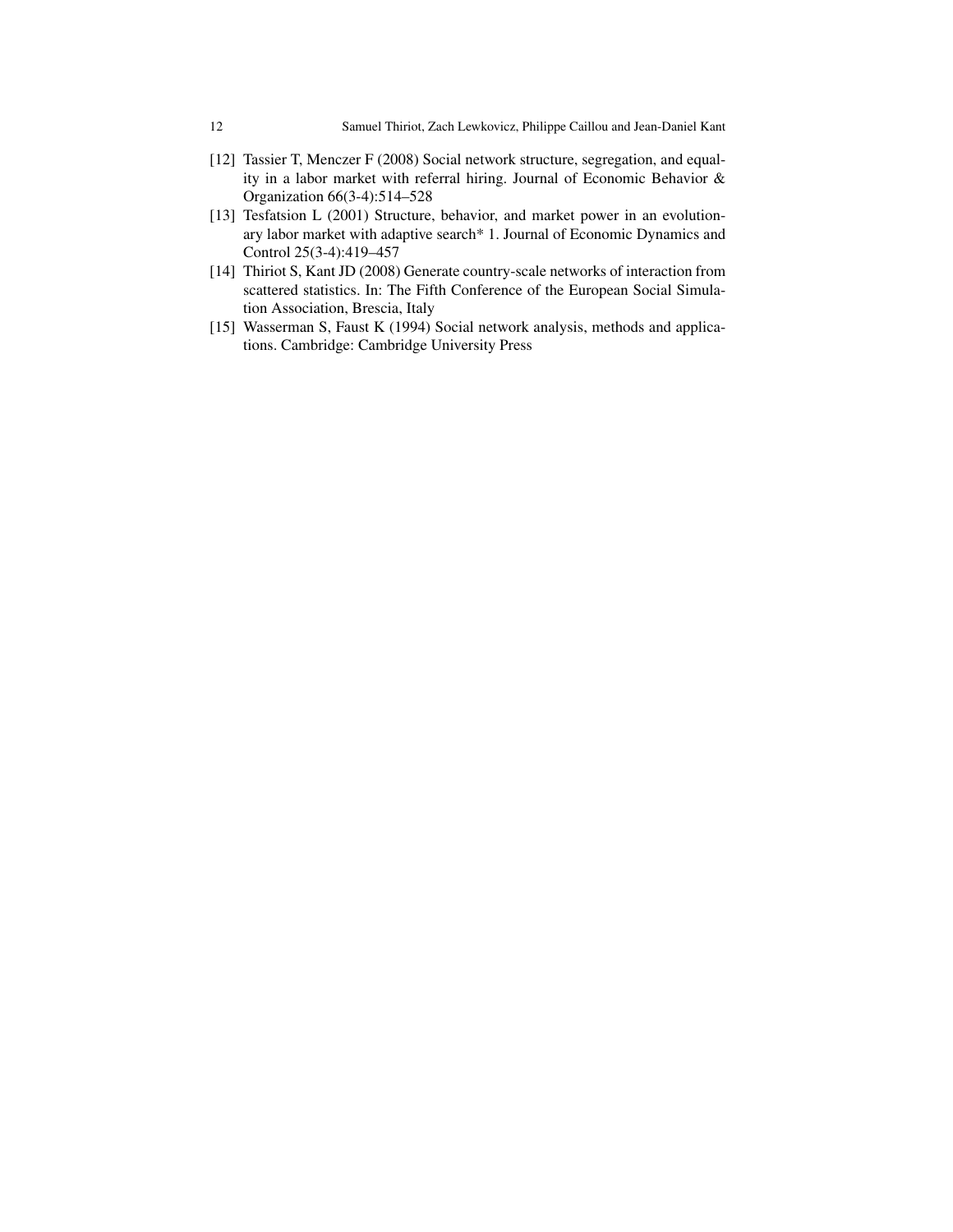[12] Tassier T, Menczer F (2008) Social network structure, segregation, and equality in a labor market with referral hiring. Journal of Economic Behavior & Organization 66(3-4):514–528

[13] Tesfatsion L (2001) Structure, behavior, and market power in an evolutionary labor market with adaptive search* 1. Journal of Economic Dynamics and Control 25(3-4):419–457

[14] Thiriot S, Kant JD (2008) Generate country-scale networks of interaction from scattered statistics. In: The Fifth Conference of the European Social Simulation Association, Brescia, Italy

[15] Wasserman S, Faust K (1994) Social network analysis, methods and applications. Cambridge: Cambridge University Press